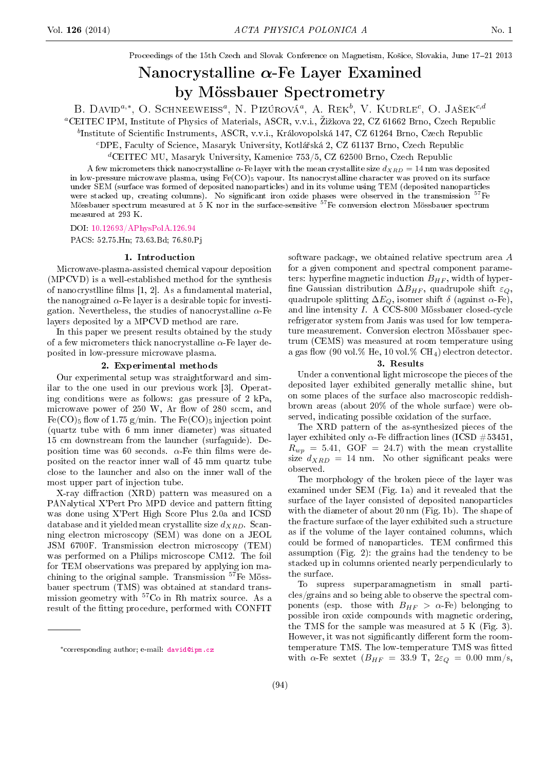Proceedings of the 15th Czech and Slovak Conference on Magnetism, Košice, Slovakia, June 17–21 2013

# Nanocrystalline $\alpha$-Fe Layer Examined by Mössbauer Spectrometry

B. David[a,*], O. Schneeweiss[a], N. Pizúrová[a], A. Rek[b], V. Kudrle[c], O. Jašek[c,d]

[a]CEITEC IPM, Institute of Physics of Materials, ASCR, v.v.i., Žižkova 22, CZ 61662 Brno, Czech Republic

[b]Institute of Scientific Instruments, ASCR, v.v.i., Královopolská 147, CZ 61264 Brno, Czech Republic

[c]DPE, Faculty of Science, Masaryk University, Kotlářská 2, CZ 61137 Brno, Czech Republic

[d]CEITEC MU, Masaryk University, Kamenice 753/5, CZ 62500 Brno, Czech Republic

A few micrometers thick nanocrystalline $\alpha$-Fe layer with the mean crystallite size $d_{XRD} = 14$ nm was deposited in low-pressure microwave plasma, using $Fe(CO)_5$ vapour. Its nanocrystalline character was proved on its surface under SEM (surface was formed of deposited nanoparticles) and in its volume using TEM (deposited nanoparticles were stacked up, creating columns). No significant iron oxide phases were observed in the transmission $^{57}$Fe Mössbauer spectrum measured at 5 K nor in the surface-sensitive $^{57}$Fe conversion electron Mössbauer spectrum measured at 293 K.

DOI: 10.12693/APhysPolA.126.94

PACS: 52.75.Hn; 73.63.Bd; 76.80.Pj

## 1. Introduction

Microwave-plasma-assisted chemical vapour deposition (MPCVD) is a well-established method for the synthesis of nanocrystlline films [1, 2]. As a fundamental material, the nanograined $\alpha$-Fe layer is a desirable topic for investigation. Nevertheless, the studies of nanocrystalline $\alpha$-Fe layers deposited by a MPCVD method are rare.

In this paper we present results obtained by the study of a few micrometers thick nanocrystalline $\alpha$-Fe layer deposited in low-pressure microwave plasma.

## 2. Experimental methods

Our experimental setup was straightforward and similar to the one used in our previous work [3]. Operating conditions were as follows: gas pressure of 2 kPa, microwave power of 250 W, Ar flow of 280 sccm, and $Fe(CO)_5$ flow of 1.75 g/min. The $Fe(CO)_5$ injection point (quartz tube with 6 mm inner diameter) was situated 15 cm downstream from the launcher (surfaguide). Deposition time was 60 seconds. $\alpha$-Fe thin films were deposited on the reactor inner wall of 45 mm quartz tube close to the launcher and also on the inner wall of the most upper part of injection tube.

X-ray diffraction (XRD) pattern was measured on a PANalytical X'Pert Pro MPD device and pattern fitting was done using X'Pert High Score Plus 2.0a and ICSD database and it yielded mean crystallite size $d_{XRD}$. Scanning electron microscopy (SEM) was done on a JEOL JSM 6700F. Transmission electron microscopy (TEM) was performed on a Philips microscope CM12. The foil for TEM observations was prepared by applying ion machining to the original sample. Transmission $^{57}$Fe Mössbauer spectrum (TMS) was obtained at standard transmission geometry with $^{57}$Co in Rh matrix source. As a result of the fitting procedure, performed with CONFIT software package, we obtained relative spectrum area $A$ for a given component and spectral component parameters: hyperfine magnetic induction $B_{HF}$, width of hyperfine Gaussian distribution $\Delta B_{HF}$, quadrupole shift $\varepsilon_Q$, quadrupole splitting $\Delta E_Q$, isomer shift $\delta$ (against $\alpha$-Fe), and line intensity $I$. A CCS-800 Mössbauer closed-cycle refrigerator system from Janis was used for low temperature measurement. Conversion electron Mössbauer spectrum (CEMS) was measured at room temperature using a gas flow (90 vol.% He, 10 vol.% $CH_4$) electron detector.

## 3. Results

Under a conventional light microscope the pieces of the deposited layer exhibited generally metallic shine, but on some places of the surface also macroscopic reddish-brown areas (about 20% of the whole surface) were observed, indicating possible oxidation of the surface.

The XRD pattern of the as-synthesized pieces of the layer exhibited only $\alpha$-Fe diffraction lines (ICSD #53451, $R_{wp} = 5.41$, GOF = 24.7) with the mean crystallite size $d_{XRD} = 14$ nm. No other significant peaks were observed.

The morphology of the broken piece of the layer was examined under SEM (Fig. 1a) and it revealed that the surface of the layer consisted of deposited nanoparticles with the diameter of about 20 nm (Fig. 1b). The shape of the fracture surface of the layer exhibited such a structure as if the volume of the layer contained columns, which could be formed of nanoparticles. TEM confirmed this assumption (Fig. 2): the grains had the tendency to be stacked up in columns oriented nearly perpendicularly to the surface.

To supress superparamagnetism in small particles/grains and so being able to observe the spectral components (esp. those with $B_{HF} > \alpha$-Fe) belonging to possible iron oxide compounds with magnetic ordering, the TMS for the sample was measured at 5 K (Fig. 3). However, it was not significantly different form the room-temperature TMS. The low-temperature TMS was fitted with $\alpha$-Fe sextet ($B_{HF} = 33.9$ T, $2\varepsilon_Q = 0.00$ mm/s,

*corresponding author; e-mail: david@ipm.cz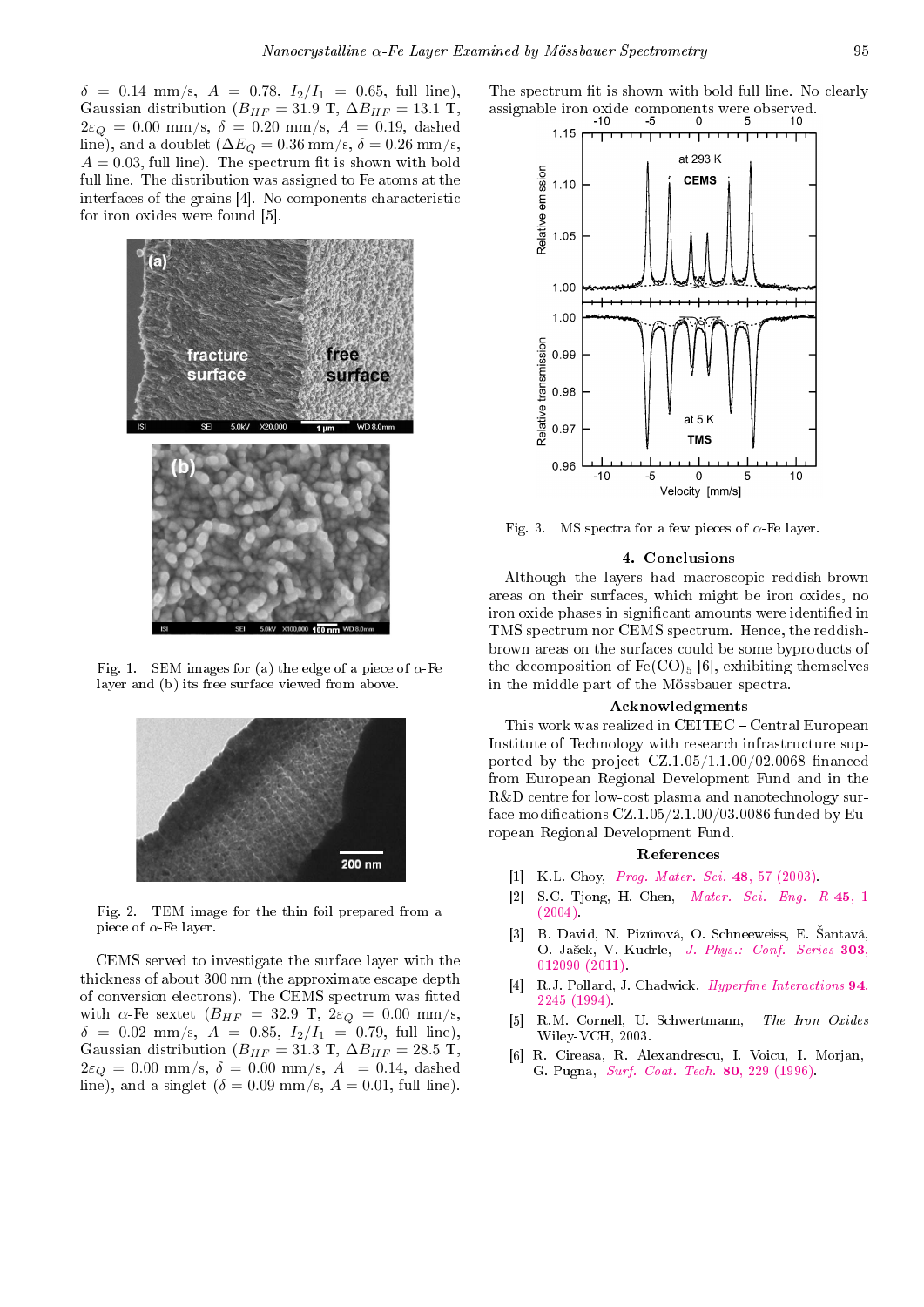$\delta = 0.14$ mm/s, $A = 0.78$, $I_2/I_1 = 0.65$, full line), Gaussian distribution ($B_{HF} = 31.9$ T, $\Delta B_{HF} = 13.1$ T, $2\varepsilon_Q = 0.00$ mm/s, $\delta = 0.20$ mm/s, $A = 0.19$, dashed line), and a doublet ($\Delta E_Q = 0.36$ mm/s, $\delta = 0.26$ mm/s, $A = 0.03$, full line). The spectrum fit is shown with bold full line. The distribution was assigned to Fe atoms at the interfaces of the grains [4]. No components characteristic for iron oxides were found [5].

(a)
fracture surface
free surface
ISI SEI 5.0kV X20,000 1 µm WD 8.0mm

(b)
ISI SEI 5.0kV X100,000 100 nm WD 8.0mm

Fig. 1. SEM images for (a) the edge of a piece of α-Fe layer and (b) its free surface viewed from above.

200 nm

Fig. 2. TEM image for the thin foil prepared from a piece of α-Fe layer.

CEMS served to investigate the surface layer with the thickness of about 300 nm (the approximate escape depth of conversion electrons). The CEMS spectrum was fitted with α-Fe sextet ($B_{HF} = 32.9$ T, $2\varepsilon_Q = 0.00$ mm/s, $\delta = 0.02$ mm/s, $A = 0.85$, $I_2/I_1 = 0.79$, full line), Gaussian distribution ($B_{HF} = 31.3$ T, $\Delta B_{HF} = 28.5$ T, $2\varepsilon_Q = 0.00$ mm/s, $\delta = 0.00$ mm/s, $A = 0.14$, dashed line), and a singlet ($\delta = 0.09$ mm/s, $A = 0.01$, full line). The spectrum fit is shown with bold full line. No clearly assignable iron oxide components were observed.

at 293 K
CEMS
Relative emission
1.15
1.10
1.05
1.00
at 5 K
TMS
Relative transmission
1.00
0.99
0.98
0.97
0.96
-10 -5 0 5 10
Velocity [mm/s]

Fig. 3. MS spectra for a few pieces of α-Fe layer.

## 4. Conclusions

Although the layers had macroscopic reddish-brown areas on their surfaces, which might be iron oxides, no iron oxide phases in significant amounts were identified in TMS spectrum nor CEMS spectrum. Hence, the reddish-brown areas on the surfaces could be some byproducts of the decomposition of $Fe(CO)_5$ [6], exhibiting themselves in the middle part of the Mössbauer spectra.

## Acknowledgments

This work was realized in CEITEC – Central European Institute of Technology with research infrastructure supported by the project CZ.1.05/1.1.00/02.0068 financed from European Regional Development Fund and in the R&D centre for low-cost plasma and nanotechnology surface modifications CZ.1.05/2.1.00/03.0086 funded by European Regional Development Fund.

## References

[1] K.L. Choy, *Prog. Mater. Sci.* **48**, 57 (2003).

[2] S.C. Tjong, H. Chen, *Mater. Sci. Eng. R* **45**, 1 (2004).

[3] B. David, N. Pizúrová, O. Schneeweiss, E. Šantavá, O. Jašek, V. Kudrle, *J. Phys.: Conf. Series* **303**, 012090 (2011).

[4] R.J. Pollard, J. Chadwick, *Hyperfine Interactions* **94**, 2245 (1994).

[5] R.M. Cornell, U. Schwertmann, *The Iron Oxides* Wiley-VCH, 2003.

[6] R. Cireasa, R. Alexandrescu, I. Voicu, I. Morjan, G. Pugna, *Surf. Coat. Tech.* **80**, 229 (1996).